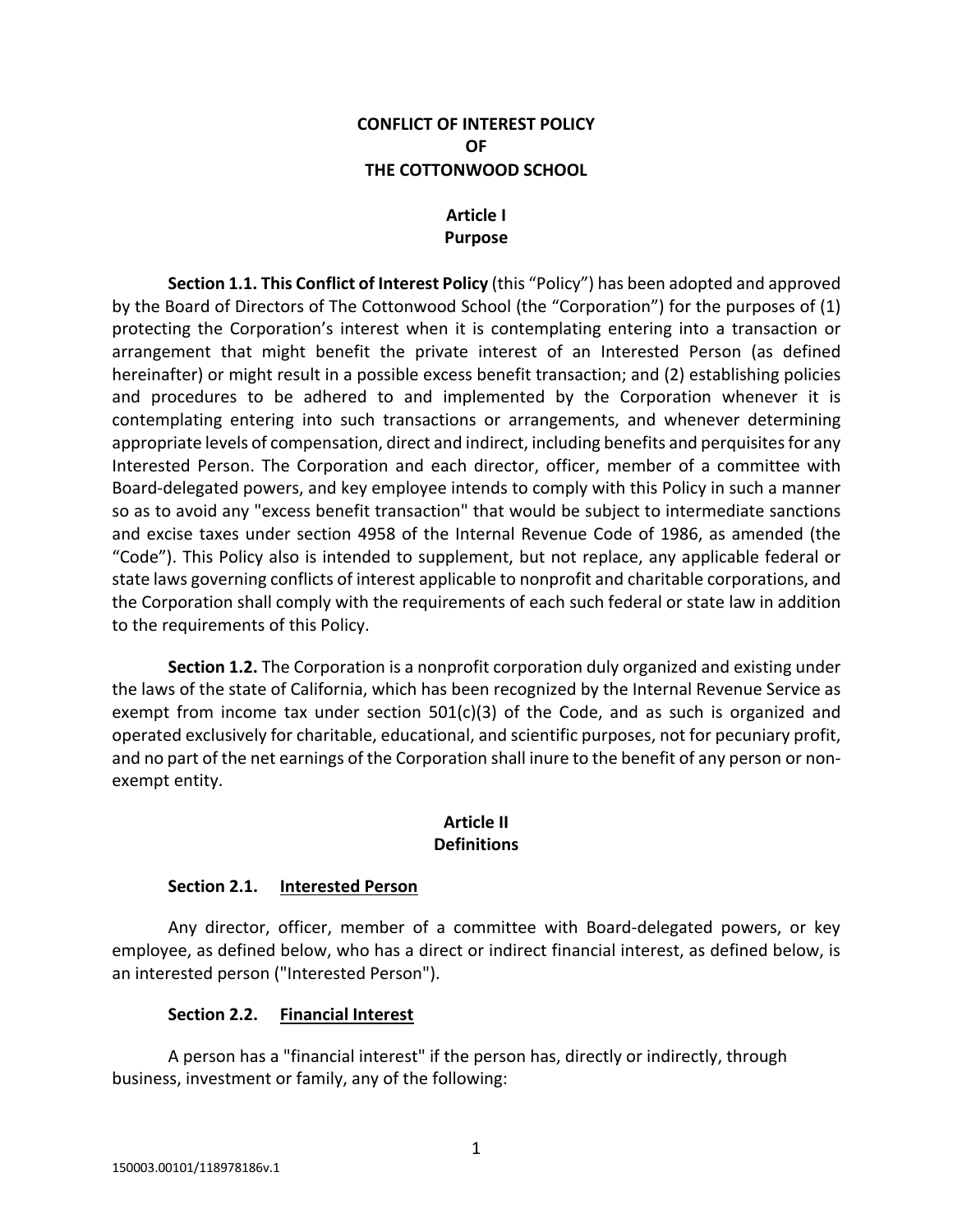# CONFLICT OF INTEREST POLICY
# OF
# THE COTTONWOOD SCHOOL

## Article I
## Purpose

**Section 1.1. This Conflict of Interest Policy** (this "Policy") has been adopted and approved by the Board of Directors of The Cottonwood School (the "Corporation") for the purposes of (1) protecting the Corporation's interest when it is contemplating entering into a transaction or arrangement that might benefit the private interest of an Interested Person (as defined hereinafter) or might result in a possible excess benefit transaction; and (2) establishing policies and procedures to be adhered to and implemented by the Corporation whenever it is contemplating entering into such transactions or arrangements, and whenever determining appropriate levels of compensation, direct and indirect, including benefits and perquisites for any Interested Person. The Corporation and each director, officer, member of a committee with Board-delegated powers, and key employee intends to comply with this Policy in such a manner so as to avoid any "excess benefit transaction" that would be subject to intermediate sanctions and excise taxes under section 4958 of the Internal Revenue Code of 1986, as amended (the "Code"). This Policy also is intended to supplement, but not replace, any applicable federal or state laws governing conflicts of interest applicable to nonprofit and charitable corporations, and the Corporation shall comply with the requirements of each such federal or state law in addition to the requirements of this Policy.

**Section 1.2.** The Corporation is a nonprofit corporation duly organized and existing under the laws of the state of California, which has been recognized by the Internal Revenue Service as exempt from income tax under section 501(c)(3) of the Code, and as such is organized and operated exclusively for charitable, educational, and scientific purposes, not for pecuniary profit, and no part of the net earnings of the Corporation shall inure to the benefit of any person or non-exempt entity.

## Article II
## Definitions

### Section 2.1. Interested Person

Any director, officer, member of a committee with Board-delegated powers, or key employee, as defined below, who has a direct or indirect financial interest, as defined below, is an interested person ("Interested Person").

### Section 2.2. Financial Interest

A person has a "financial interest" if the person has, directly or indirectly, through business, investment or family, any of the following: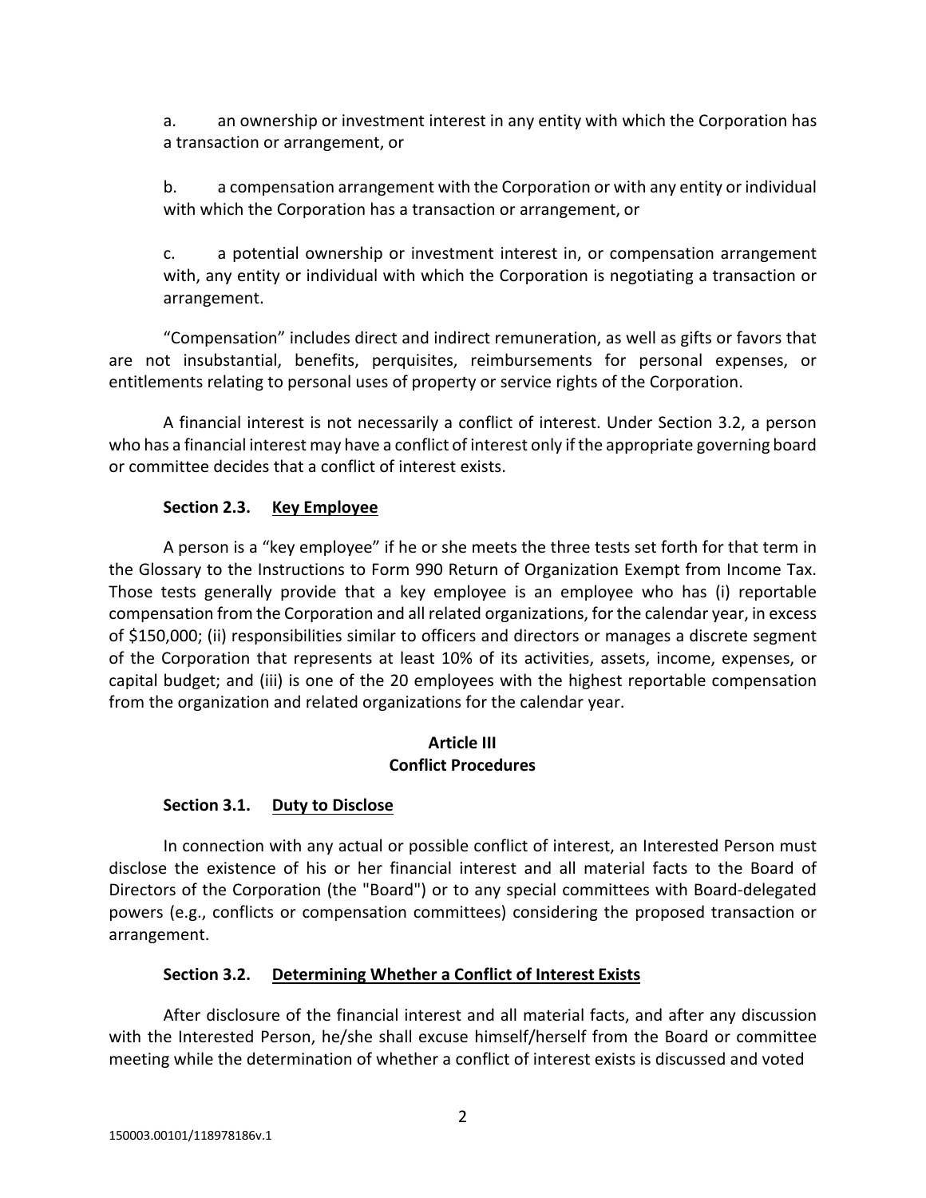a. an ownership or investment interest in any entity with which the Corporation has a transaction or arrangement, or

b. a compensation arrangement with the Corporation or with any entity or individual with which the Corporation has a transaction or arrangement, or

c. a potential ownership or investment interest in, or compensation arrangement with, any entity or individual with which the Corporation is negotiating a transaction or arrangement.

"Compensation" includes direct and indirect remuneration, as well as gifts or favors that are not insubstantial, benefits, perquisites, reimbursements for personal expenses, or entitlements relating to personal uses of property or service rights of the Corporation.

A financial interest is not necessarily a conflict of interest. Under Section 3.2, a person who has a financial interest may have a conflict of interest only if the appropriate governing board or committee decides that a conflict of interest exists.

**Section 2.3. Key Employee**

A person is a "key employee" if he or she meets the three tests set forth for that term in the Glossary to the Instructions to Form 990 Return of Organization Exempt from Income Tax. Those tests generally provide that a key employee is an employee who has (i) reportable compensation from the Corporation and all related organizations, for the calendar year, in excess of $150,000; (ii) responsibilities similar to officers and directors or manages a discrete segment of the Corporation that represents at least 10% of its activities, assets, income, expenses, or capital budget; and (iii) is one of the 20 employees with the highest reportable compensation from the organization and related organizations for the calendar year.

## Article III
## Conflict Procedures

**Section 3.1. Duty to Disclose**

In connection with any actual or possible conflict of interest, an Interested Person must disclose the existence of his or her financial interest and all material facts to the Board of Directors of the Corporation (the "Board") or to any special committees with Board-delegated powers (e.g., conflicts or compensation committees) considering the proposed transaction or arrangement.

**Section 3.2. Determining Whether a Conflict of Interest Exists**

After disclosure of the financial interest and all material facts, and after any discussion with the Interested Person, he/she shall excuse himself/herself from the Board or committee meeting while the determination of whether a conflict of interest exists is discussed and voted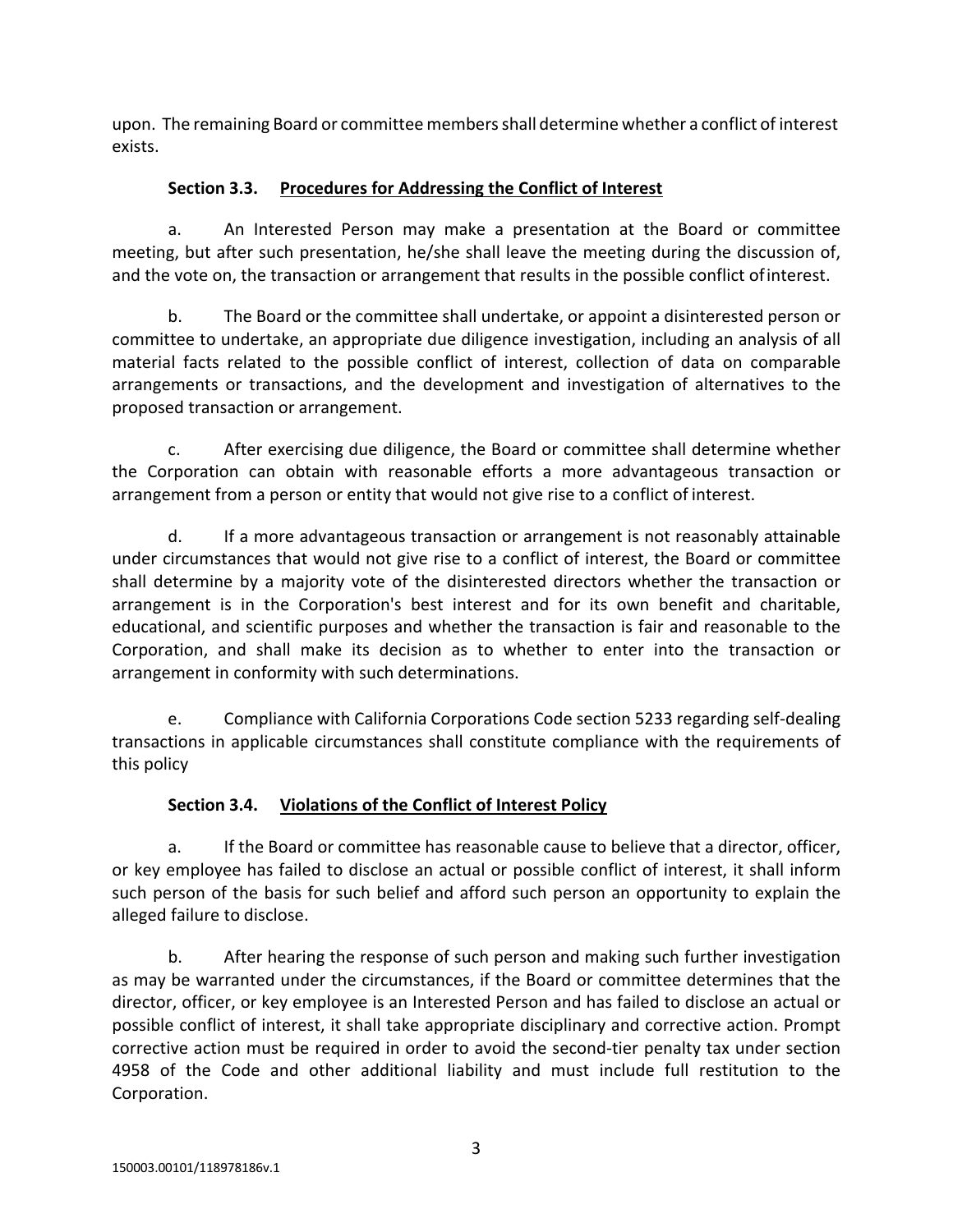upon. The remaining Board or committee members shall determine whether a conflict of interest exists.

### Section 3.3. Procedures for Addressing the Conflict of Interest

a. An Interested Person may make a presentation at the Board or committee meeting, but after such presentation, he/she shall leave the meeting during the discussion of, and the vote on, the transaction or arrangement that results in the possible conflict of interest.

b. The Board or the committee shall undertake, or appoint a disinterested person or committee to undertake, an appropriate due diligence investigation, including an analysis of all material facts related to the possible conflict of interest, collection of data on comparable arrangements or transactions, and the development and investigation of alternatives to the proposed transaction or arrangement.

c. After exercising due diligence, the Board or committee shall determine whether the Corporation can obtain with reasonable efforts a more advantageous transaction or arrangement from a person or entity that would not give rise to a conflict of interest.

d. If a more advantageous transaction or arrangement is not reasonably attainable under circumstances that would not give rise to a conflict of interest, the Board or committee shall determine by a majority vote of the disinterested directors whether the transaction or arrangement is in the Corporation's best interest and for its own benefit and charitable, educational, and scientific purposes and whether the transaction is fair and reasonable to the Corporation, and shall make its decision as to whether to enter into the transaction or arrangement in conformity with such determinations.

e. Compliance with California Corporations Code section 5233 regarding self-dealing transactions in applicable circumstances shall constitute compliance with the requirements of this policy

### Section 3.4. Violations of the Conflict of Interest Policy

a. If the Board or committee has reasonable cause to believe that a director, officer, or key employee has failed to disclose an actual or possible conflict of interest, it shall inform such person of the basis for such belief and afford such person an opportunity to explain the alleged failure to disclose.

b. After hearing the response of such person and making such further investigation as may be warranted under the circumstances, if the Board or committee determines that the director, officer, or key employee is an Interested Person and has failed to disclose an actual or possible conflict of interest, it shall take appropriate disciplinary and corrective action. Prompt corrective action must be required in order to avoid the second-tier penalty tax under section 4958 of the Code and other additional liability and must include full restitution to the Corporation.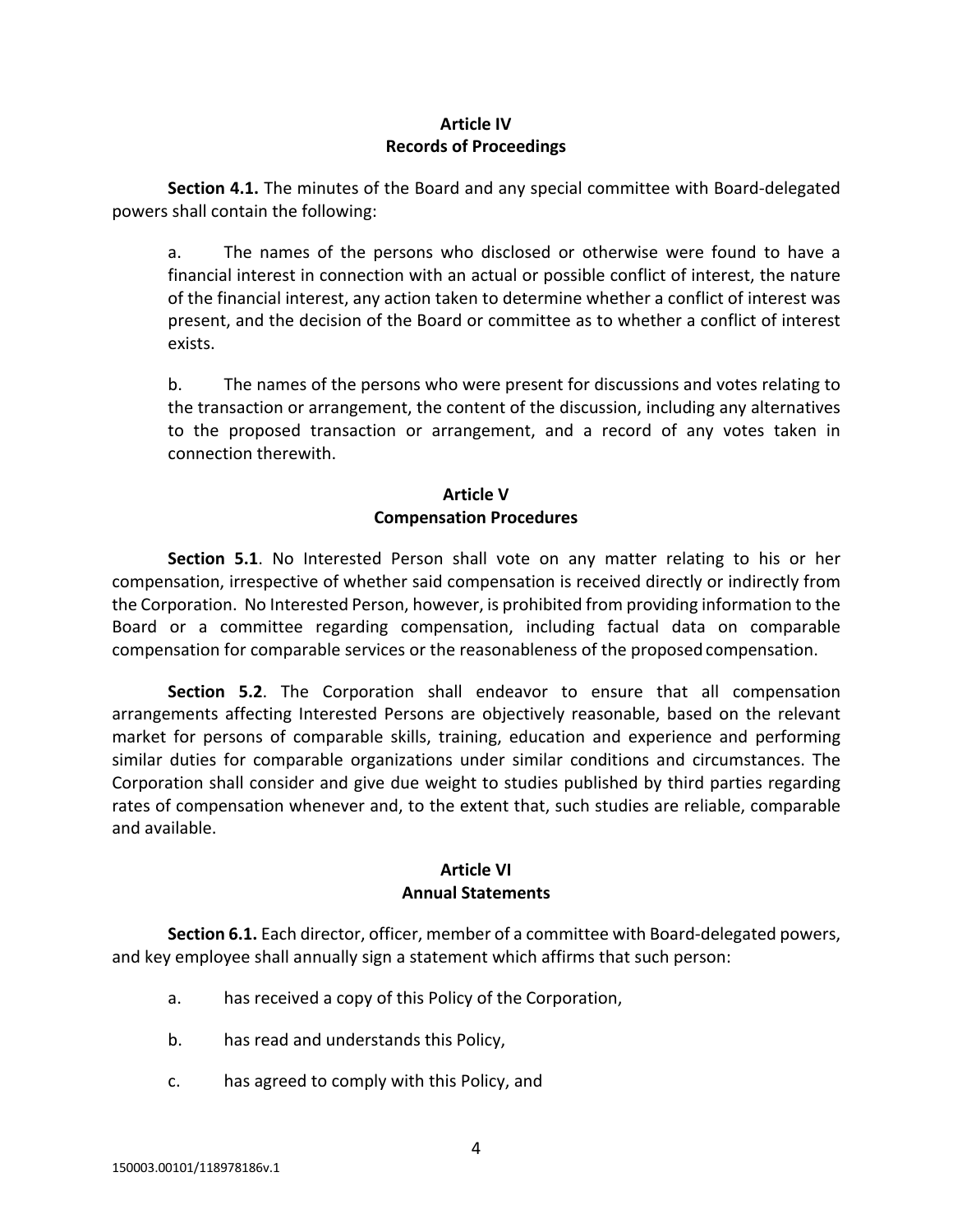## Article IV
## Records of Proceedings

**Section 4.1.** The minutes of the Board and any special committee with Board-delegated powers shall contain the following:

a. The names of the persons who disclosed or otherwise were found to have a financial interest in connection with an actual or possible conflict of interest, the nature of the financial interest, any action taken to determine whether a conflict of interest was present, and the decision of the Board or committee as to whether a conflict of interest exists.

b. The names of the persons who were present for discussions and votes relating to the transaction or arrangement, the content of the discussion, including any alternatives to the proposed transaction or arrangement, and a record of any votes taken in connection therewith.

## Article V
## Compensation Procedures

**Section 5.1**. No Interested Person shall vote on any matter relating to his or her compensation, irrespective of whether said compensation is received directly or indirectly from the Corporation. No Interested Person, however, is prohibited from providing information to the Board or a committee regarding compensation, including factual data on comparable compensation for comparable services or the reasonableness of the proposed compensation.

**Section 5.2**. The Corporation shall endeavor to ensure that all compensation arrangements affecting Interested Persons are objectively reasonable, based on the relevant market for persons of comparable skills, training, education and experience and performing similar duties for comparable organizations under similar conditions and circumstances. The Corporation shall consider and give due weight to studies published by third parties regarding rates of compensation whenever and, to the extent that, such studies are reliable, comparable and available.

## Article VI
## Annual Statements

**Section 6.1.** Each director, officer, member of a committee with Board-delegated powers, and key employee shall annually sign a statement which affirms that such person:

a. has received a copy of this Policy of the Corporation,

b. has read and understands this Policy,

c. has agreed to comply with this Policy, and

150003.00101/118978186v.1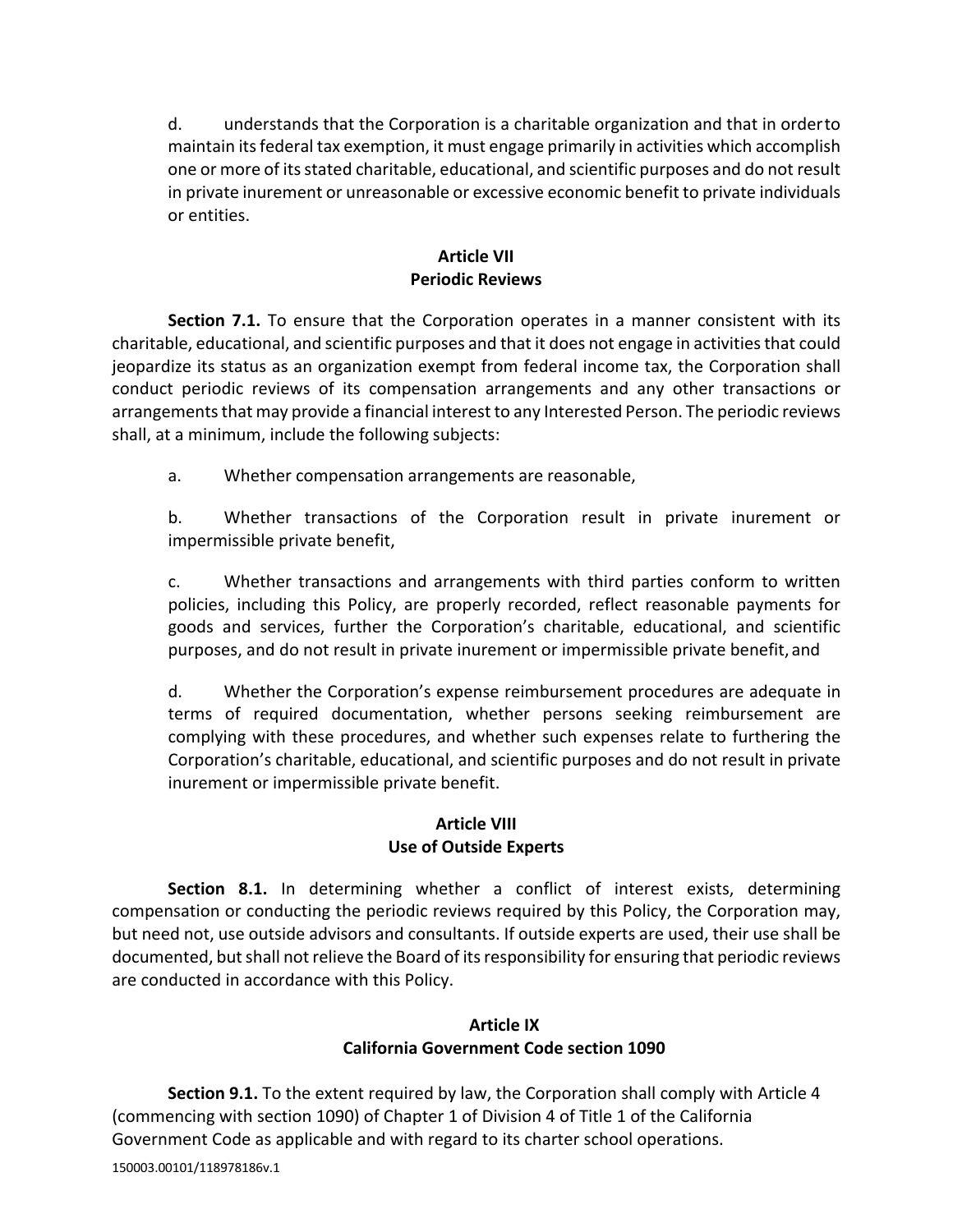d. understands that the Corporation is a charitable organization and that in order to maintain its federal tax exemption, it must engage primarily in activities which accomplish one or more of its stated charitable, educational, and scientific purposes and do not result in private inurement or unreasonable or excessive economic benefit to private individuals or entities.

## Article VII
## Periodic Reviews

**Section 7.1.** To ensure that the Corporation operates in a manner consistent with its charitable, educational, and scientific purposes and that it does not engage in activities that could jeopardize its status as an organization exempt from federal income tax, the Corporation shall conduct periodic reviews of its compensation arrangements and any other transactions or arrangements that may provide a financial interest to any Interested Person. The periodic reviews shall, at a minimum, include the following subjects:

a. Whether compensation arrangements are reasonable,

b. Whether transactions of the Corporation result in private inurement or impermissible private benefit,

c. Whether transactions and arrangements with third parties conform to written policies, including this Policy, are properly recorded, reflect reasonable payments for goods and services, further the Corporation's charitable, educational, and scientific purposes, and do not result in private inurement or impermissible private benefit, and

d. Whether the Corporation's expense reimbursement procedures are adequate in terms of required documentation, whether persons seeking reimbursement are complying with these procedures, and whether such expenses relate to furthering the Corporation's charitable, educational, and scientific purposes and do not result in private inurement or impermissible private benefit.

## Article VIII
## Use of Outside Experts

**Section 8.1.** In determining whether a conflict of interest exists, determining compensation or conducting the periodic reviews required by this Policy, the Corporation may, but need not, use outside advisors and consultants. If outside experts are used, their use shall be documented, but shall not relieve the Board of its responsibility for ensuring that periodic reviews are conducted in accordance with this Policy.

## Article IX
## California Government Code section 1090

**Section 9.1.** To the extent required by law, the Corporation shall comply with Article 4 (commencing with section 1090) of Chapter 1 of Division 4 of Title 1 of the California Government Code as applicable and with regard to its charter school operations.

150003.00101/118978186v.1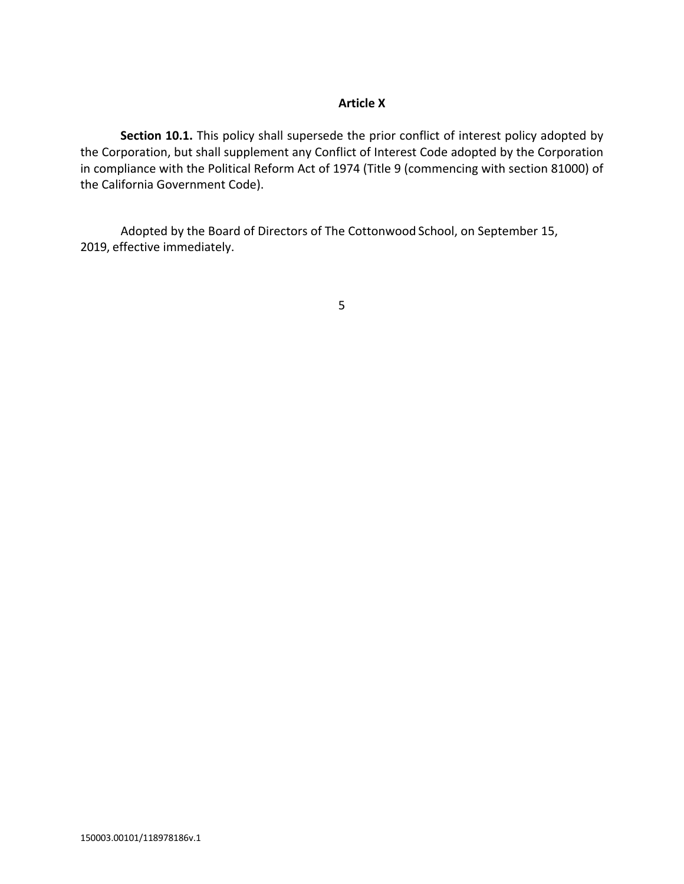## Article X

**Section 10.1.** This policy shall supersede the prior conflict of interest policy adopted by the Corporation, but shall supplement any Conflict of Interest Code adopted by the Corporation in compliance with the Political Reform Act of 1974 (Title 9 (commencing with section 81000) of the California Government Code).

Adopted by the Board of Directors of The Cottonwood School, on September 15, 2019, effective immediately.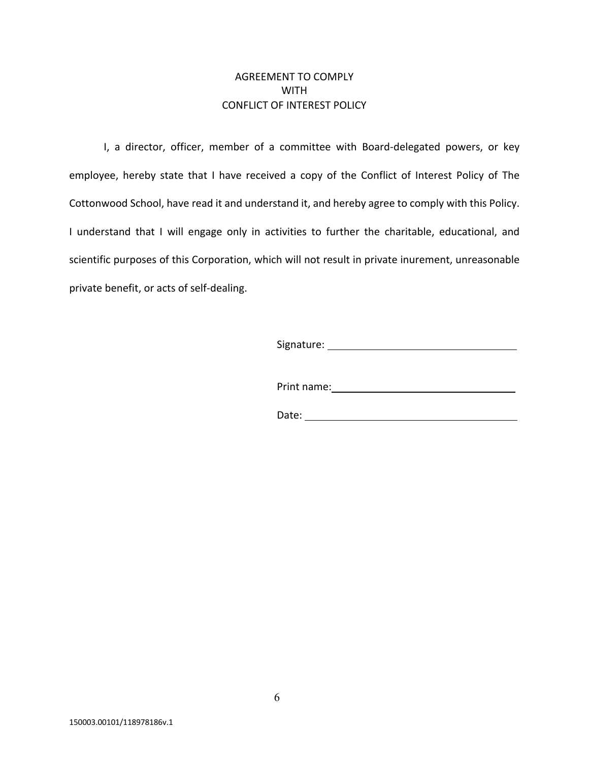# AGREEMENT TO COMPLY WITH CONFLICT OF INTEREST POLICY

I, a director, officer, member of a committee with Board-delegated powers, or key employee, hereby state that I have received a copy of the Conflict of Interest Policy of The Cottonwood School, have read it and understand it, and hereby agree to comply with this Policy. I understand that I will engage only in activities to further the charitable, educational, and scientific purposes of this Corporation, which will not result in private inurement, unreasonable private benefit, or acts of self-dealing.

Signature: ______________________________

Print name: ______________________________

Date: ______________________________

150003.00101/118978186v.1